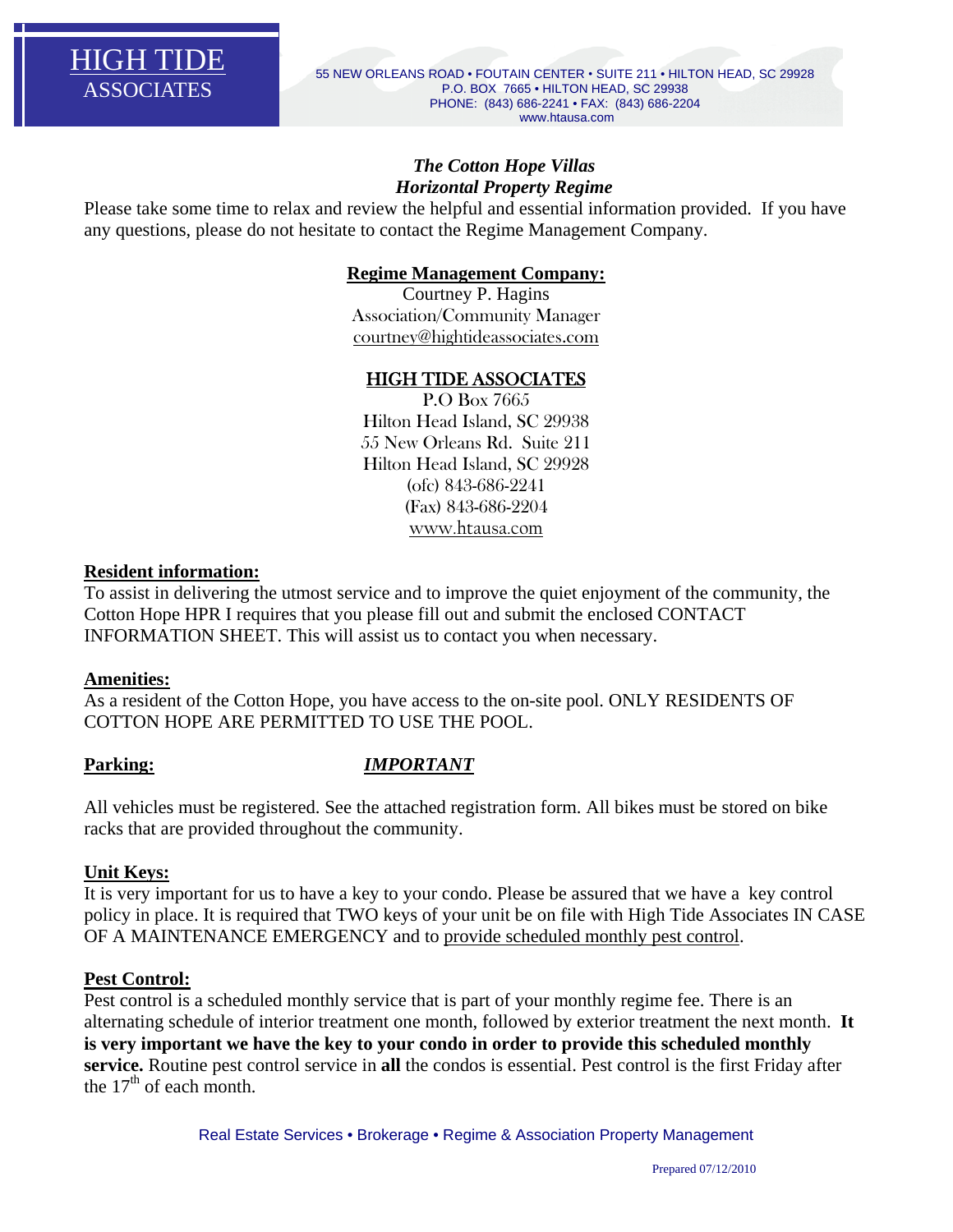# HIGH TIDE ASSOCIATES

55 NEW ORLEANS ROAD • FOUTAIN CENTER • SUITE 211 • HILTON HEAD, SC 29928
P.O. BOX 7665 • HILTON HEAD, SC 29938
PHONE: (843) 686-2241 • FAX: (843) 686-2204
www.htausa.com

***The Cotton Hope Villas***
***Horizontal Property Regime***

Please take some time to relax and review the helpful and essential information provided. If you have any questions, please do not hesitate to contact the Regime Management Company.

**Regime Management Company:**
Courtney P. Hagins
Association/Community Manager
courtney@hightideassociates.com

**HIGH TIDE ASSOCIATES**
P.O Box 7665
Hilton Head Island, SC 29938
55 New Orleans Rd. Suite 211
Hilton Head Island, SC 29928
(ofc) 843-686-2241
(Fax) 843-686-2204
www.htausa.com

**Resident information:**
To assist in delivering the utmost service and to improve the quiet enjoyment of the community, the Cotton Hope HPR I requires that you please fill out and submit the enclosed CONTACT INFORMATION SHEET. This will assist us to contact you when necessary.

**Amenities:**
As a resident of the Cotton Hope, you have access to the on-site pool. ONLY RESIDENTS OF COTTON HOPE ARE PERMITTED TO USE THE POOL.

**Parking:** ***IMPORTANT***

All vehicles must be registered. See the attached registration form. All bikes must be stored on bike racks that are provided throughout the community.

**Unit Keys:**
It is very important for us to have a key to your condo. Please be assured that we have a key control policy in place. It is required that TWO keys of your unit be on file with High Tide Associates IN CASE OF A MAINTENANCE EMERGENCY and to provide scheduled monthly pest control.

**Pest Control:**
Pest control is a scheduled monthly service that is part of your monthly regime fee. There is an alternating schedule of interior treatment one month, followed by exterior treatment the next month. **It is very important we have the key to your condo in order to provide this scheduled monthly service.** Routine pest control service in **all** the condos is essential. Pest control is the first Friday after the 17th of each month.

Real Estate Services • Brokerage • Regime & Association Property Management

Prepared 07/12/2010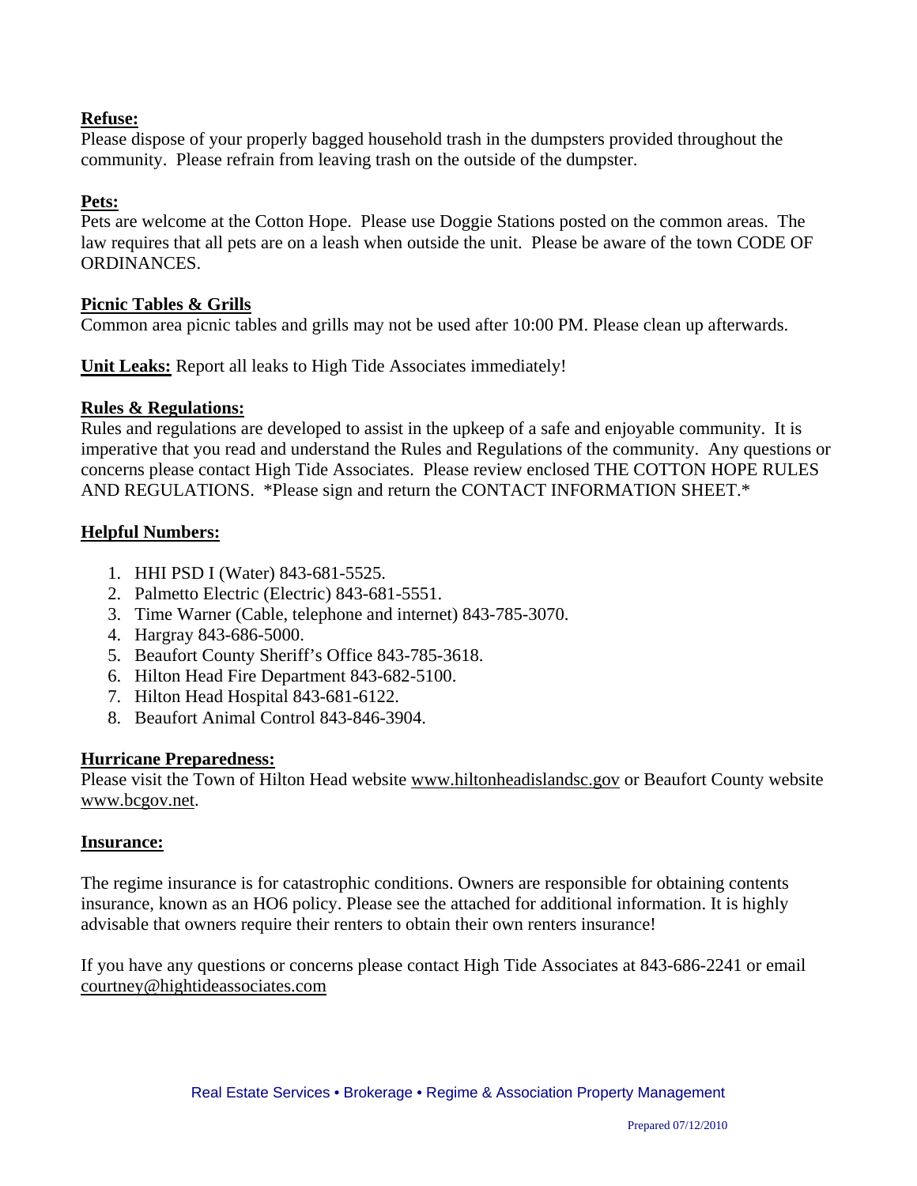**Refuse:**
Please dispose of your properly bagged household trash in the dumpsters provided throughout the community. Please refrain from leaving trash on the outside of the dumpster.

**Pets:**
Pets are welcome at the Cotton Hope. Please use Doggie Stations posted on the common areas. The law requires that all pets are on a leash when outside the unit. Please be aware of the town CODE OF ORDINANCES.

**Picnic Tables & Grills**
Common area picnic tables and grills may not be used after 10:00 PM. Please clean up afterwards.

**Unit Leaks:** Report all leaks to High Tide Associates immediately!

**Rules & Regulations:**
Rules and regulations are developed to assist in the upkeep of a safe and enjoyable community. It is imperative that you read and understand the Rules and Regulations of the community. Any questions or concerns please contact High Tide Associates. Please review enclosed THE COTTON HOPE RULES AND REGULATIONS. *Please sign and return the CONTACT INFORMATION SHEET.*

**Helpful Numbers:**

1. HHI PSD I (Water) 843-681-5525.
2. Palmetto Electric (Electric) 843-681-5551.
3. Time Warner (Cable, telephone and internet) 843-785-3070.
4. Hargray 843-686-5000.
5. Beaufort County Sheriff's Office 843-785-3618.
6. Hilton Head Fire Department 843-682-5100.
7. Hilton Head Hospital 843-681-6122.
8. Beaufort Animal Control 843-846-3904.

**Hurricane Preparedness:**
Please visit the Town of Hilton Head website www.hiltonheadislandsc.gov or Beaufort County website www.bcgov.net.

**Insurance:**

The regime insurance is for catastrophic conditions. Owners are responsible for obtaining contents insurance, known as an HO6 policy. Please see the attached for additional information. It is highly advisable that owners require their renters to obtain their own renters insurance!

If you have any questions or concerns please contact High Tide Associates at 843-686-2241 or email courtney@hightideassociates.com

Real Estate Services • Brokerage • Regime & Association Property Management

Prepared 07/12/2010